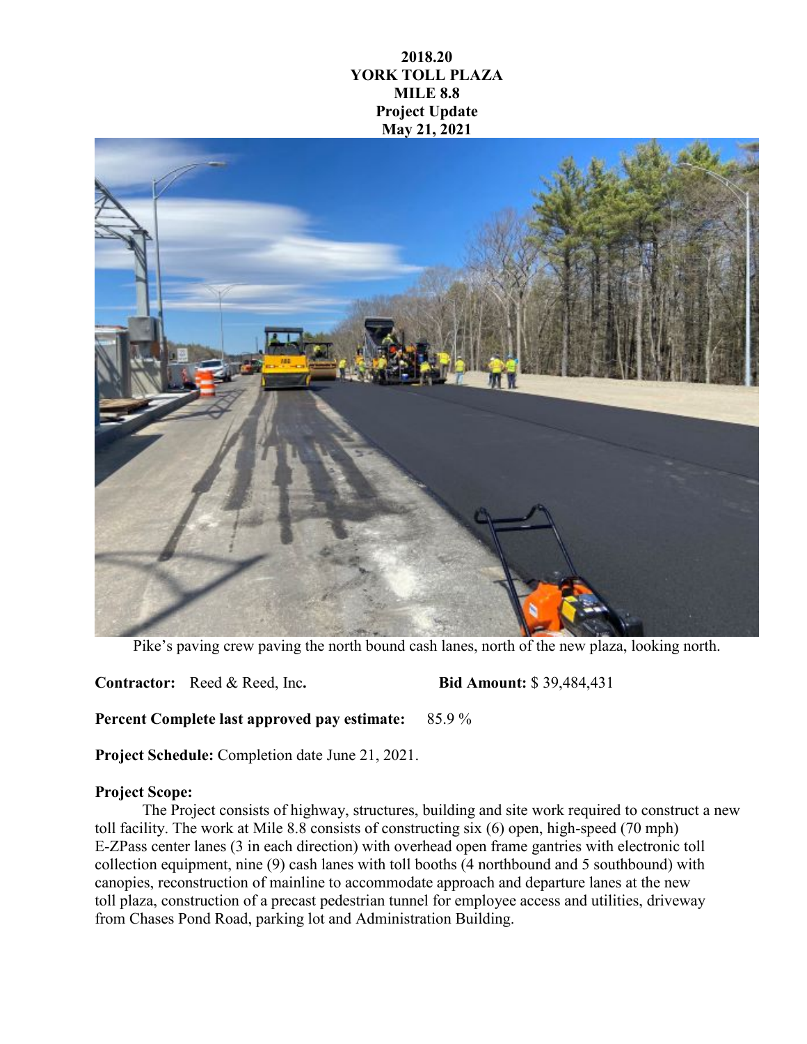**2018.20**
**YORK TOLL PLAZA**
**MILE 8.8**
**Project Update**
**May 21, 2021**

Pike's paving crew paving the north bound cash lanes, north of the new plaza, looking north.

**Contractor:** Reed & Reed, Inc. **Bid Amount:** $ 39,484,431

**Percent Complete last approved pay estimate:** 85.9 %

**Project Schedule:** Completion date June 21, 2021.

**Project Scope:**

The Project consists of highway, structures, building and site work required to construct a new toll facility. The work at Mile 8.8 consists of constructing six (6) open, high-speed (70 mph) E-ZPass center lanes (3 in each direction) with overhead open frame gantries with electronic toll collection equipment, nine (9) cash lanes with toll booths (4 northbound and 5 southbound) with canopies, reconstruction of mainline to accommodate approach and departure lanes at the new toll plaza, construction of a precast pedestrian tunnel for employee access and utilities, driveway from Chases Pond Road, parking lot and Administration Building.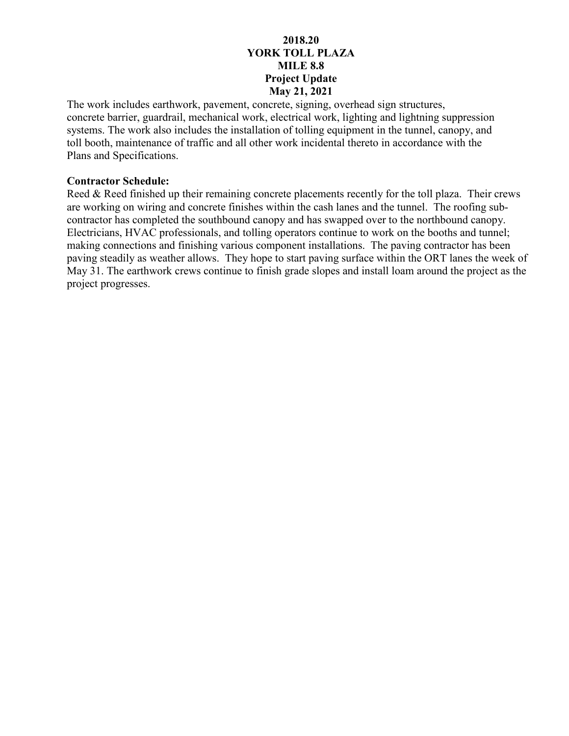**2018.20**
**YORK TOLL PLAZA**
**MILE 8.8**
**Project Update**
**May 21, 2021**

The work includes earthwork, pavement, concrete, signing, overhead sign structures, concrete barrier, guardrail, mechanical work, electrical work, lighting and lightning suppression systems. The work also includes the installation of tolling equipment in the tunnel, canopy, and toll booth, maintenance of traffic and all other work incidental thereto in accordance with the Plans and Specifications.

**Contractor Schedule:**

Reed & Reed finished up their remaining concrete placements recently for the toll plaza. Their crews are working on wiring and concrete finishes within the cash lanes and the tunnel. The roofing sub-contractor has completed the southbound canopy and has swapped over to the northbound canopy. Electricians, HVAC professionals, and tolling operators continue to work on the booths and tunnel; making connections and finishing various component installations. The paving contractor has been paving steadily as weather allows. They hope to start paving surface within the ORT lanes the week of May 31. The earthwork crews continue to finish grade slopes and install loam around the project as the project progresses.